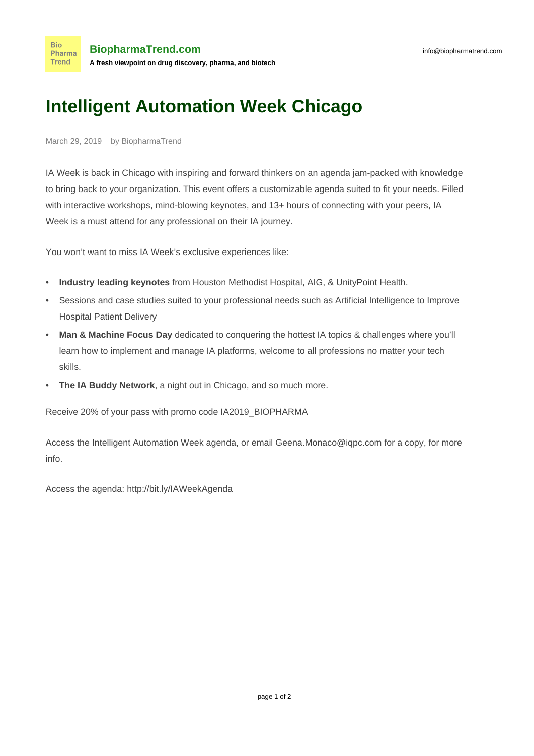# Intelligent Automation Week Chicago

March 29, 2019 by BiopharmaTrend

IA Week is back in Chicago with inspiring and forward thinkers on an agenda jam-packed with knowledge to bring back to your organization. This event offers a customizable agenda suited to fit your needs. Filled with interactive workshops, mind-blowing keynotes, and 13+ hours of connecting with your peers, IA Week is a must attend for any professional on their IA journey.

You won't want to miss IA Week's exclusive experiences like:

- **Industry leading keynotes** from Houston Methodist Hospital, AIG, & UnityPoint Health.
- Sessions and case studies suited to your professional needs such as Artificial Intelligence to Improve Hospital Patient Delivery
- **Man & Machine Focus Day** dedicated to conquering the hottest IA topics & challenges where you'll learn how to implement and manage IA platforms, welcome to all professions no matter your tech skills.
- **The IA Buddy Network**, a night out in Chicago, and so much more.

Receive 20% of your pass with promo code IA2019_BIOPHARMA

Access the Intelligent Automation Week agenda, or email Geena.Monaco@iqpc.com for a copy, for more info.

Access the agenda: http://bit.ly/IAWeekAgenda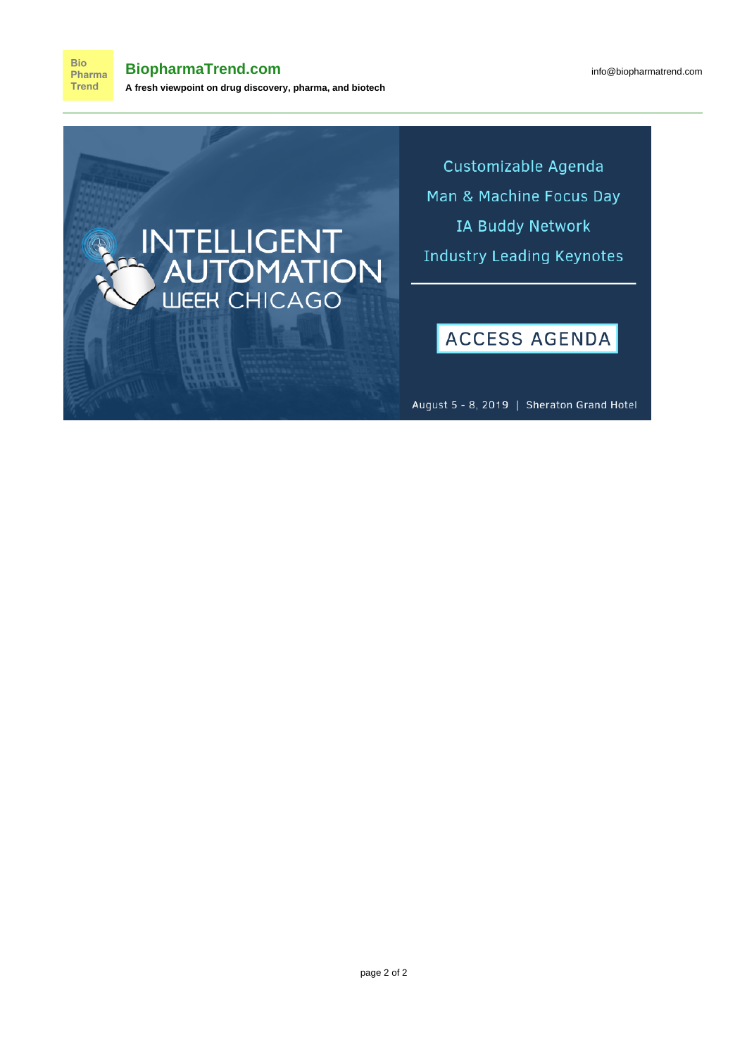INTELLIGENT AUTOMATION WEEK CHICAGO

Customizable Agenda

Man & Machine Focus Day

IA Buddy Network

Industry Leading Keynotes

ACCESS AGENDA

August 5 - 8, 2019 | Sheraton Grand Hotel